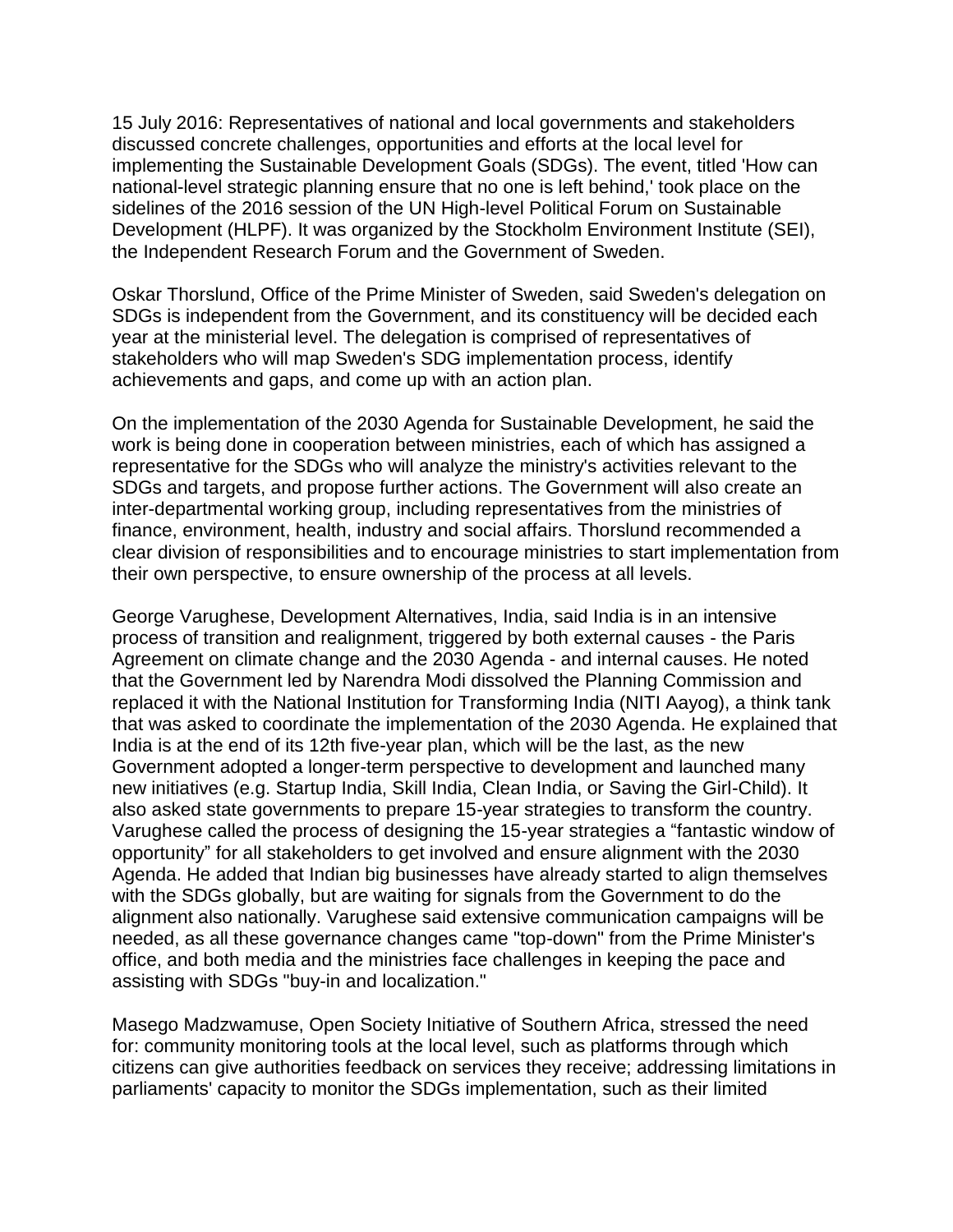15 July 2016: Representatives of national and local governments and stakeholders discussed concrete challenges, opportunities and efforts at the local level for implementing the Sustainable Development Goals (SDGs). The event, titled 'How can national-level strategic planning ensure that no one is left behind,' took place on the sidelines of the 2016 session of the UN High-level Political Forum on Sustainable Development (HLPF). It was organized by the Stockholm Environment Institute (SEI), the Independent Research Forum and the Government of Sweden.

Oskar Thorslund, Office of the Prime Minister of Sweden, said Sweden's delegation on SDGs is independent from the Government, and its constituency will be decided each year at the ministerial level. The delegation is comprised of representatives of stakeholders who will map Sweden's SDG implementation process, identify achievements and gaps, and come up with an action plan.

On the implementation of the 2030 Agenda for Sustainable Development, he said the work is being done in cooperation between ministries, each of which has assigned a representative for the SDGs who will analyze the ministry's activities relevant to the SDGs and targets, and propose further actions. The Government will also create an inter-departmental working group, including representatives from the ministries of finance, environment, health, industry and social affairs. Thorslund recommended a clear division of responsibilities and to encourage ministries to start implementation from their own perspective, to ensure ownership of the process at all levels.

George Varughese, Development Alternatives, India, said India is in an intensive process of transition and realignment, triggered by both external causes - the Paris Agreement on climate change and the 2030 Agenda - and internal causes. He noted that the Government led by Narendra Modi dissolved the Planning Commission and replaced it with the National Institution for Transforming India (NITI Aayog), a think tank that was asked to coordinate the implementation of the 2030 Agenda. He explained that India is at the end of its 12th five-year plan, which will be the last, as the new Government adopted a longer-term perspective to development and launched many new initiatives (e.g. Startup India, Skill India, Clean India, or Saving the Girl-Child). It also asked state governments to prepare 15-year strategies to transform the country. Varughese called the process of designing the 15-year strategies a “fantastic window of opportunity” for all stakeholders to get involved and ensure alignment with the 2030 Agenda. He added that Indian big businesses have already started to align themselves with the SDGs globally, but are waiting for signals from the Government to do the alignment also nationally. Varughese said extensive communication campaigns will be needed, as all these governance changes came "top-down" from the Prime Minister's office, and both media and the ministries face challenges in keeping the pace and assisting with SDGs "buy-in and localization."

Masego Madzwamuse, Open Society Initiative of Southern Africa, stressed the need for: community monitoring tools at the local level, such as platforms through which citizens can give authorities feedback on services they receive; addressing limitations in parliaments' capacity to monitor the SDGs implementation, such as their limited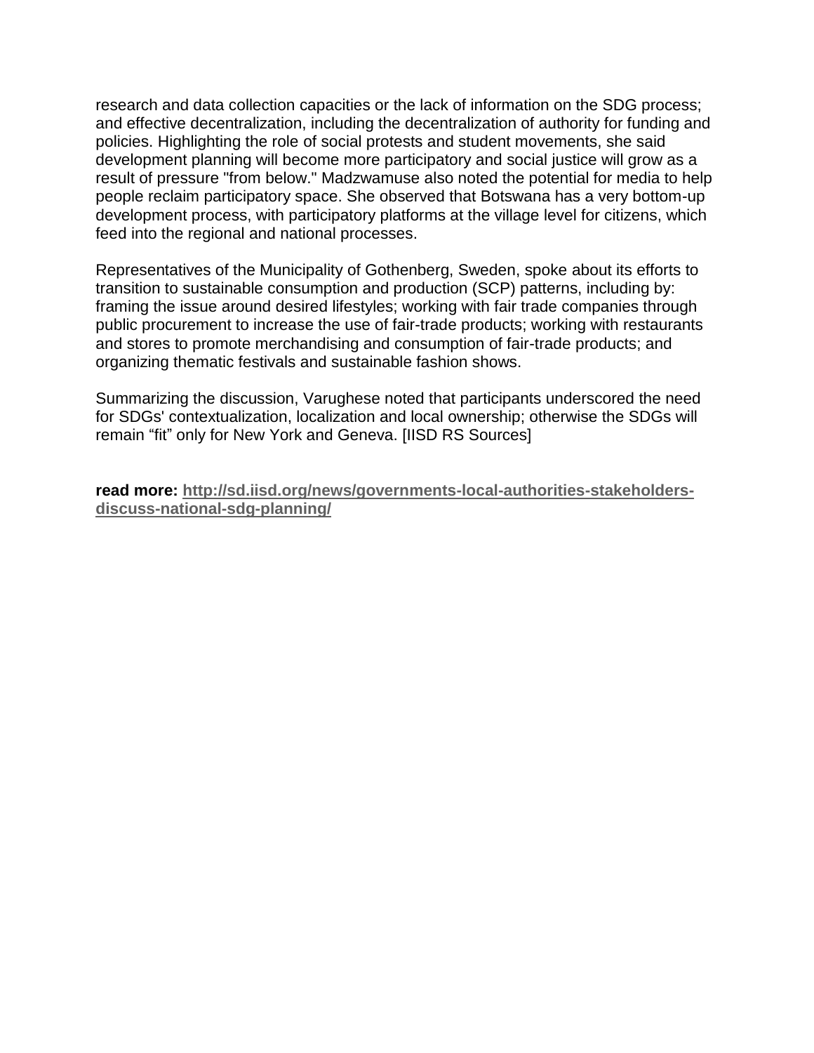research and data collection capacities or the lack of information on the SDG process; and effective decentralization, including the decentralization of authority for funding and policies. Highlighting the role of social protests and student movements, she said development planning will become more participatory and social justice will grow as a result of pressure "from below." Madzwamuse also noted the potential for media to help people reclaim participatory space. She observed that Botswana has a very bottom-up development process, with participatory platforms at the village level for citizens, which feed into the regional and national processes.

Representatives of the Municipality of Gothenberg, Sweden, spoke about its efforts to transition to sustainable consumption and production (SCP) patterns, including by: framing the issue around desired lifestyles; working with fair trade companies through public procurement to increase the use of fair-trade products; working with restaurants and stores to promote merchandising and consumption of fair-trade products; and organizing thematic festivals and sustainable fashion shows.

Summarizing the discussion, Varughese noted that participants underscored the need for SDGs' contextualization, localization and local ownership; otherwise the SDGs will remain “fit” only for New York and Geneva. [IISD RS Sources]

**read more:** [http://sd.iisd.org/news/governments-local-authorities-stakeholders-discuss-national-sdg-planning/](http://sd.iisd.org/news/governments-local-authorities-stakeholders-discuss-national-sdg-planning/)